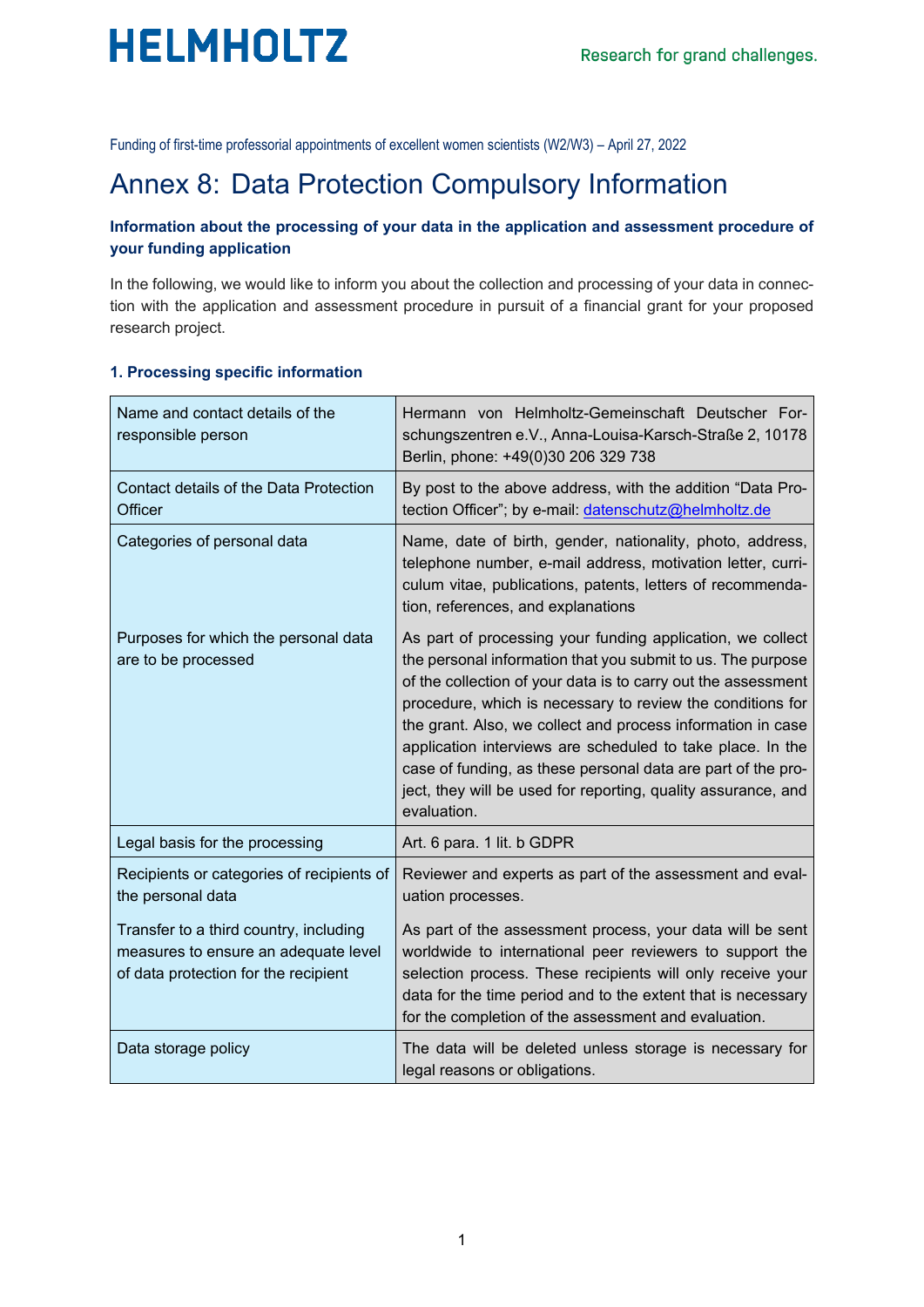Funding of first-time professorial appointments of excellent women scientists (W2/W3) – April 27, 2022

# Annex 8: Data Protection Compulsory Information

**Information about the processing of your data in the application and assessment procedure of your funding application**

In the following, we would like to inform you about the collection and processing of your data in connection with the application and assessment procedure in pursuit of a financial grant for your proposed research project.

### 1. Processing specific information

| | |
|---|---|
| Name and contact details of the responsible person | Hermann von Helmholtz-Gemeinschaft Deutscher Forschungszentren e.V., Anna-Louisa-Karsch-Straße 2, 10178 Berlin, phone: +49(0)30 206 329 738 |
| Contact details of the Data Protection Officer | By post to the above address, with the addition "Data Protection Officer"; by e-mail: datenschutz@helmholtz.de |
| Categories of personal data | Name, date of birth, gender, nationality, photo, address, telephone number, e-mail address, motivation letter, curriculum vitae, publications, patents, letters of recommendation, references, and explanations |
| Purposes for which the personal data are to be processed | As part of processing your funding application, we collect the personal information that you submit to us. The purpose of the collection of your data is to carry out the assessment procedure, which is necessary to review the conditions for the grant. Also, we collect and process information in case application interviews are scheduled to take place. In the case of funding, as these personal data are part of the project, they will be used for reporting, quality assurance, and evaluation. |
| Legal basis for the processing | Art. 6 para. 1 lit. b GDPR |
| Recipients or categories of recipients of the personal data | Reviewer and experts as part of the assessment and evaluation processes. |
| Transfer to a third country, including measures to ensure an adequate level of data protection for the recipient | As part of the assessment process, your data will be sent worldwide to international peer reviewers to support the selection process. These recipients will only receive your data for the time period and to the extent that is necessary for the completion of the assessment and evaluation. |
| Data storage policy | The data will be deleted unless storage is necessary for legal reasons or obligations. |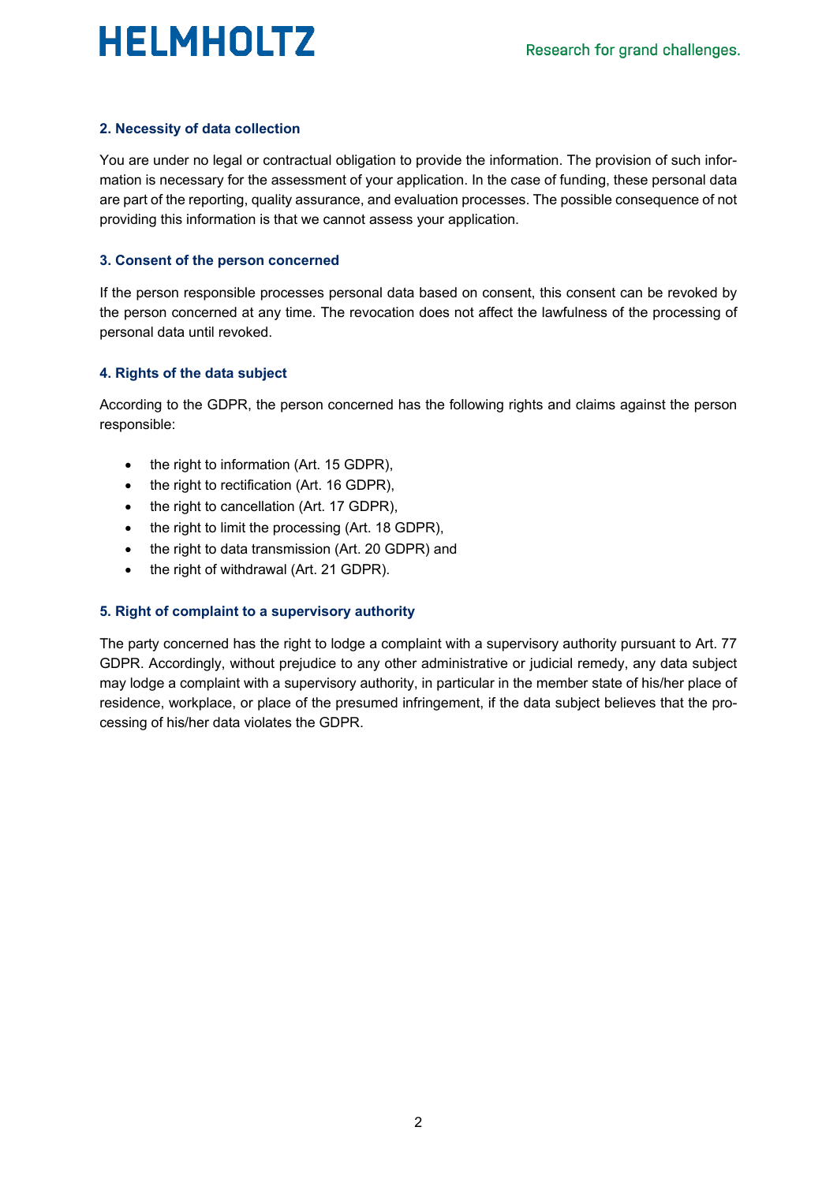### 2. Necessity of data collection

You are under no legal or contractual obligation to provide the information. The provision of such information is necessary for the assessment of your application. In the case of funding, these personal data are part of the reporting, quality assurance, and evaluation processes. The possible consequence of not providing this information is that we cannot assess your application.

### 3. Consent of the person concerned

If the person responsible processes personal data based on consent, this consent can be revoked by the person concerned at any time. The revocation does not affect the lawfulness of the processing of personal data until revoked.

### 4. Rights of the data subject

According to the GDPR, the person concerned has the following rights and claims against the person responsible:

- the right to information (Art. 15 GDPR),
- the right to rectification (Art. 16 GDPR),
- the right to cancellation (Art. 17 GDPR),
- the right to limit the processing (Art. 18 GDPR),
- the right to data transmission (Art. 20 GDPR) and
- the right of withdrawal (Art. 21 GDPR).

### 5. Right of complaint to a supervisory authority

The party concerned has the right to lodge a complaint with a supervisory authority pursuant to Art. 77 GDPR. Accordingly, without prejudice to any other administrative or judicial remedy, any data subject may lodge a complaint with a supervisory authority, in particular in the member state of his/her place of residence, workplace, or place of the presumed infringement, if the data subject believes that the processing of his/her data violates the GDPR.